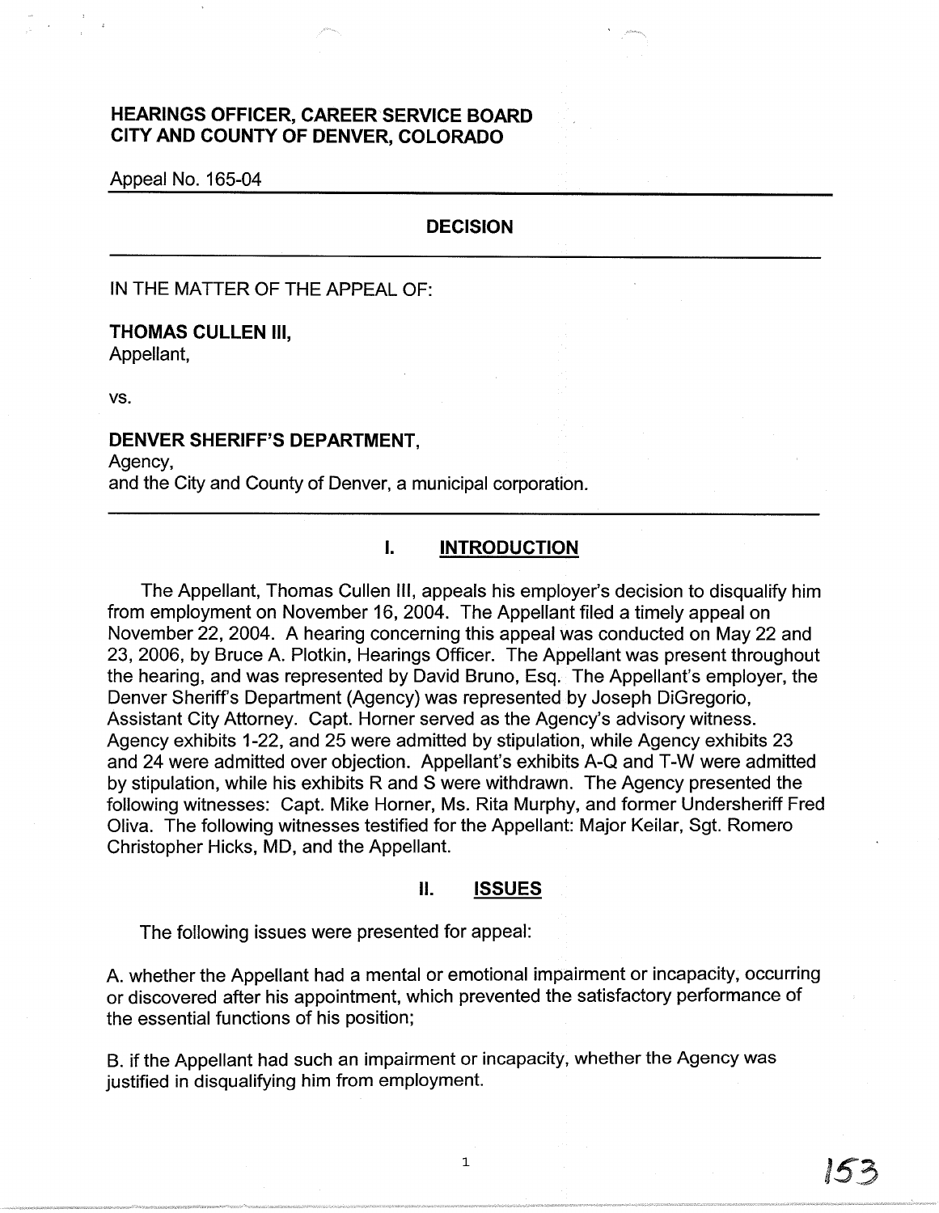**HEARINGS OFFICER, CAREER SERVICE BOARD**
**CITY AND COUNTY OF DENVER, COLORADO**

Appeal No. 165-04

---

**DECISION**

---

IN THE MATTER OF THE APPEAL OF:

**THOMAS CULLEN III,**
Appellant,

vs.

**DENVER SHERIFF'S DEPARTMENT,**
Agency,
and the City and County of Denver, a municipal corporation.

---

## I. INTRODUCTION

The Appellant, Thomas Cullen III, appeals his employer's decision to disqualify him from employment on November 16, 2004. The Appellant filed a timely appeal on November 22, 2004. A hearing concerning this appeal was conducted on May 22 and 23, 2006, by Bruce A. Plotkin, Hearings Officer. The Appellant was present throughout the hearing, and was represented by David Bruno, Esq. The Appellant's employer, the Denver Sheriff's Department (Agency) was represented by Joseph DiGregorio, Assistant City Attorney. Capt. Horner served as the Agency's advisory witness. Agency exhibits 1-22, and 25 were admitted by stipulation, while Agency exhibits 23 and 24 were admitted over objection. Appellant's exhibits A-Q and T-W were admitted by stipulation, while his exhibits R and S were withdrawn. The Agency presented the following witnesses: Capt. Mike Horner, Ms. Rita Murphy, and former Undersheriff Fred Oliva. The following witnesses testified for the Appellant: Major Keilar, Sgt. Romero Christopher Hicks, MD, and the Appellant.

## II. ISSUES

The following issues were presented for appeal:

A. whether the Appellant had a mental or emotional impairment or incapacity, occurring or discovered after his appointment, which prevented the satisfactory performance of the essential functions of his position;

B. if the Appellant had such an impairment or incapacity, whether the Agency was justified in disqualifying him from employment.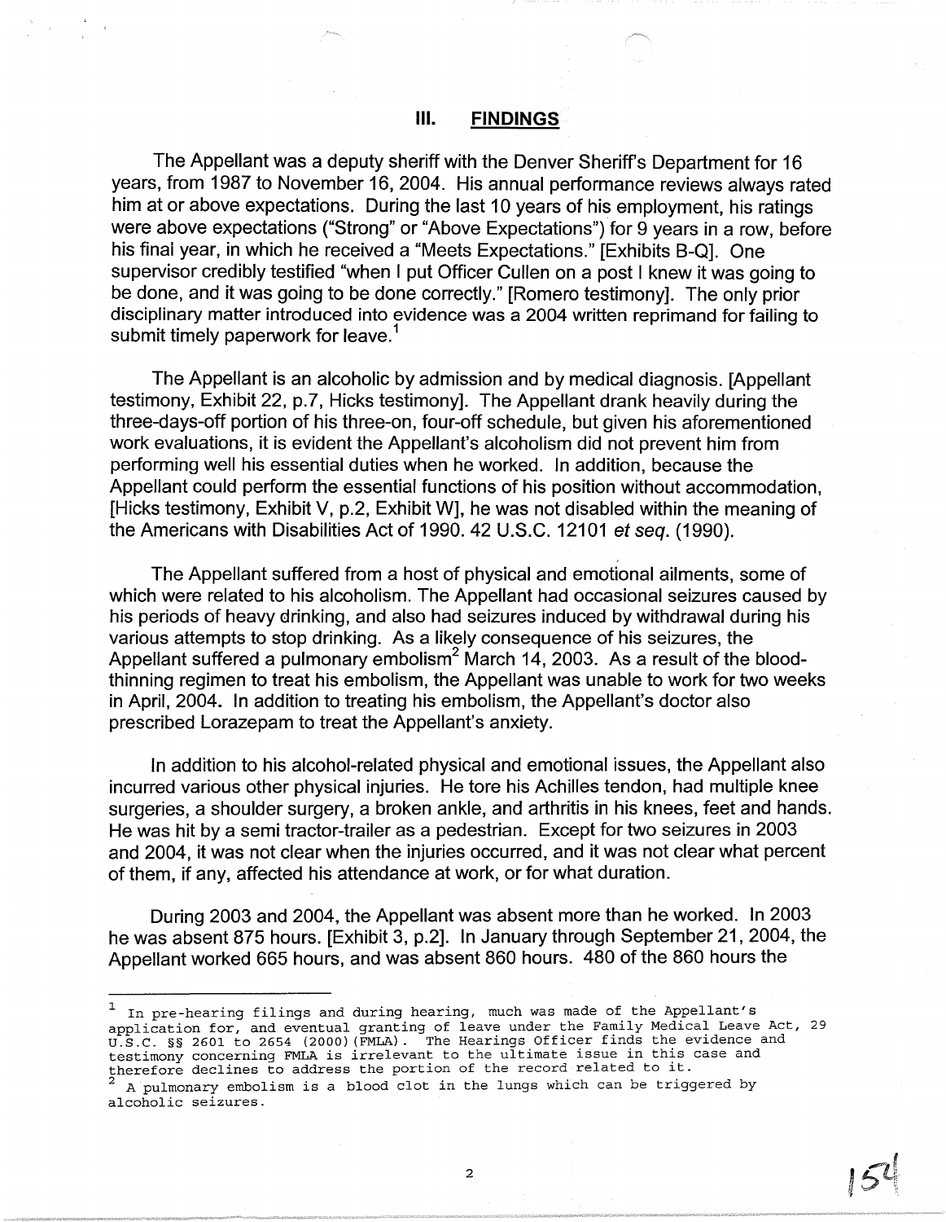## III. FINDINGS

The Appellant was a deputy sheriff with the Denver Sheriff's Department for 16 years, from 1987 to November 16, 2004. His annual performance reviews always rated him at or above expectations. During the last 10 years of his employment, his ratings were above expectations ("Strong" or "Above Expectations") for 9 years in a row, before his final year, in which he received a "Meets Expectations." [Exhibits B-Q]. One supervisor credibly testified "when I put Officer Cullen on a post I knew it was going to be done, and it was going to be done correctly." [Romero testimony]. The only prior disciplinary matter introduced into evidence was a 2004 written reprimand for failing to submit timely paperwork for leave.[1]

The Appellant is an alcoholic by admission and by medical diagnosis. [Appellant testimony, Exhibit 22, p.7, Hicks testimony]. The Appellant drank heavily during the three-days-off portion of his three-on, four-off schedule, but given his aforementioned work evaluations, it is evident the Appellant's alcoholism did not prevent him from performing well his essential duties when he worked. In addition, because the Appellant could perform the essential functions of his position without accommodation, [Hicks testimony, Exhibit V, p.2, Exhibit W], he was not disabled within the meaning of the Americans with Disabilities Act of 1990. 42 U.S.C. 12101 *et seq.* (1990).

The Appellant suffered from a host of physical and emotional ailments, some of which were related to his alcoholism. The Appellant had occasional seizures caused by his periods of heavy drinking, and also had seizures induced by withdrawal during his various attempts to stop drinking. As a likely consequence of his seizures, the Appellant suffered a pulmonary embolism[2] March 14, 2003. As a result of the blood-thinning regimen to treat his embolism, the Appellant was unable to work for two weeks in April, 2004. In addition to treating his embolism, the Appellant's doctor also prescribed Lorazepam to treat the Appellant's anxiety.

In addition to his alcohol-related physical and emotional issues, the Appellant also incurred various other physical injuries. He tore his Achilles tendon, had multiple knee surgeries, a shoulder surgery, a broken ankle, and arthritis in his knees, feet and hands. He was hit by a semi tractor-trailer as a pedestrian. Except for two seizures in 2003 and 2004, it was not clear when the injuries occurred, and it was not clear what percent of them, if any, affected his attendance at work, or for what duration.

During 2003 and 2004, the Appellant was absent more than he worked. In 2003 he was absent 875 hours. [Exhibit 3, p.2]. In January through September 21, 2004, the Appellant worked 665 hours, and was absent 860 hours. 480 of the 860 hours the

---

[1] In pre-hearing filings and during hearing, much was made of the Appellant's application for, and eventual granting of leave under the Family Medical Leave Act, 29 U.S.C. §§ 2601 to 2654 (2000)(FMLA). The Hearings Officer finds the evidence and testimony concerning FMLA is irrelevant to the ultimate issue in this case and therefore declines to address the portion of the record related to it.

[2] A pulmonary embolism is a blood clot in the lungs which can be triggered by alcoholic seizures.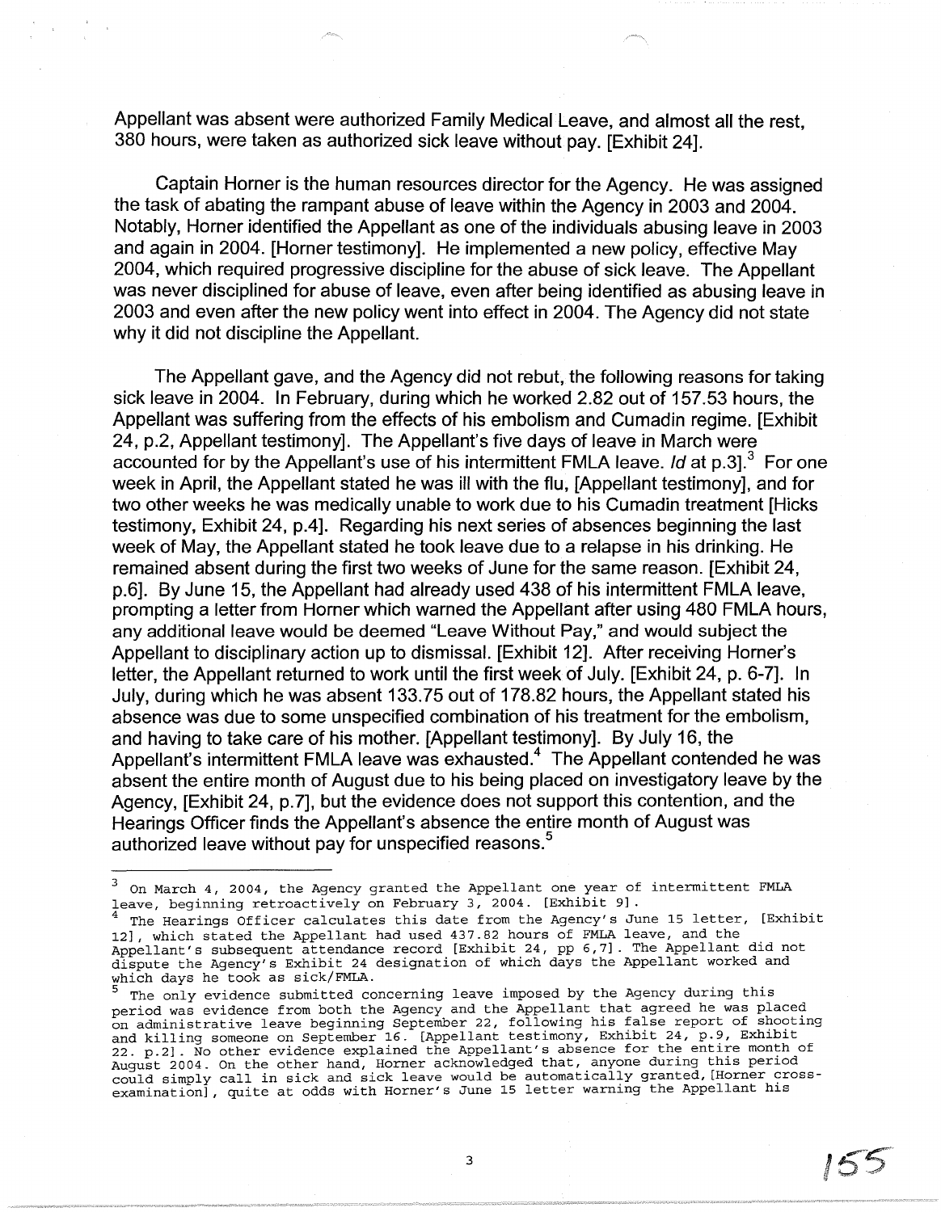Appellant was absent were authorized Family Medical Leave, and almost all the rest, 380 hours, were taken as authorized sick leave without pay. [Exhibit 24].

Captain Horner is the human resources director for the Agency. He was assigned the task of abating the rampant abuse of leave within the Agency in 2003 and 2004. Notably, Horner identified the Appellant as one of the individuals abusing leave in 2003 and again in 2004. [Horner testimony]. He implemented a new policy, effective May 2004, which required progressive discipline for the abuse of sick leave. The Appellant was never disciplined for abuse of leave, even after being identified as abusing leave in 2003 and even after the new policy went into effect in 2004. The Agency did not state why it did not discipline the Appellant.

The Appellant gave, and the Agency did not rebut, the following reasons for taking sick leave in 2004. In February, during which he worked 2.82 out of 157.53 hours, the Appellant was suffering from the effects of his embolism and Cumadin regime. [Exhibit 24, p.2, Appellant testimony]. The Appellant's five days of leave in March were accounted for by the Appellant's use of his intermittent FMLA leave. *Id* at p.3].[3] For one week in April, the Appellant stated he was ill with the flu, [Appellant testimony], and for two other weeks he was medically unable to work due to his Cumadin treatment [Hicks testimony, Exhibit 24, p.4]. Regarding his next series of absences beginning the last week of May, the Appellant stated he took leave due to a relapse in his drinking. He remained absent during the first two weeks of June for the same reason. [Exhibit 24, p.6]. By June 15, the Appellant had already used 438 of his intermittent FMLA leave, prompting a letter from Horner which warned the Appellant after using 480 FMLA hours, any additional leave would be deemed "Leave Without Pay," and would subject the Appellant to disciplinary action up to dismissal. [Exhibit 12]. After receiving Horner's letter, the Appellant returned to work until the first week of July. [Exhibit 24, p. 6-7]. In July, during which he was absent 133.75 out of 178.82 hours, the Appellant stated his absence was due to some unspecified combination of his treatment for the embolism, and having to take care of his mother. [Appellant testimony]. By July 16, the Appellant's intermittent FMLA leave was exhausted.[4] The Appellant contended he was absent the entire month of August due to his being placed on investigatory leave by the Agency, [Exhibit 24, p.7], but the evidence does not support this contention, and the Hearings Officer finds the Appellant's absence the entire month of August was authorized leave without pay for unspecified reasons.[5]

---

[3] On March 4, 2004, the Agency granted the Appellant one year of intermittent FMLA leave, beginning retroactively on February 3, 2004. [Exhibit 9].

[4] The Hearings Officer calculates this date from the Agency's June 15 letter, [Exhibit 12], which stated the Appellant had used 437.82 hours of FMLA leave, and the Appellant's subsequent attendance record [Exhibit 24, pp 6,7]. The Appellant did not dispute the Agency's Exhibit 24 designation of which days the Appellant worked and which days he took as sick/FMLA.

[5] The only evidence submitted concerning leave imposed by the Agency during this period was evidence from both the Agency and the Appellant that agreed he was placed on administrative leave beginning September 22, following his false report of shooting and killing someone on September 16. [Appellant testimony, Exhibit 24, p.9, Exhibit 22. p.2]. No other evidence explained the Appellant's absence for the entire month of August 2004. On the other hand, Horner acknowledged that, anyone during this period could simply call in sick and sick leave would be automatically granted, [Horner cross-examination], quite at odds with Horner's June 15 letter warning the Appellant his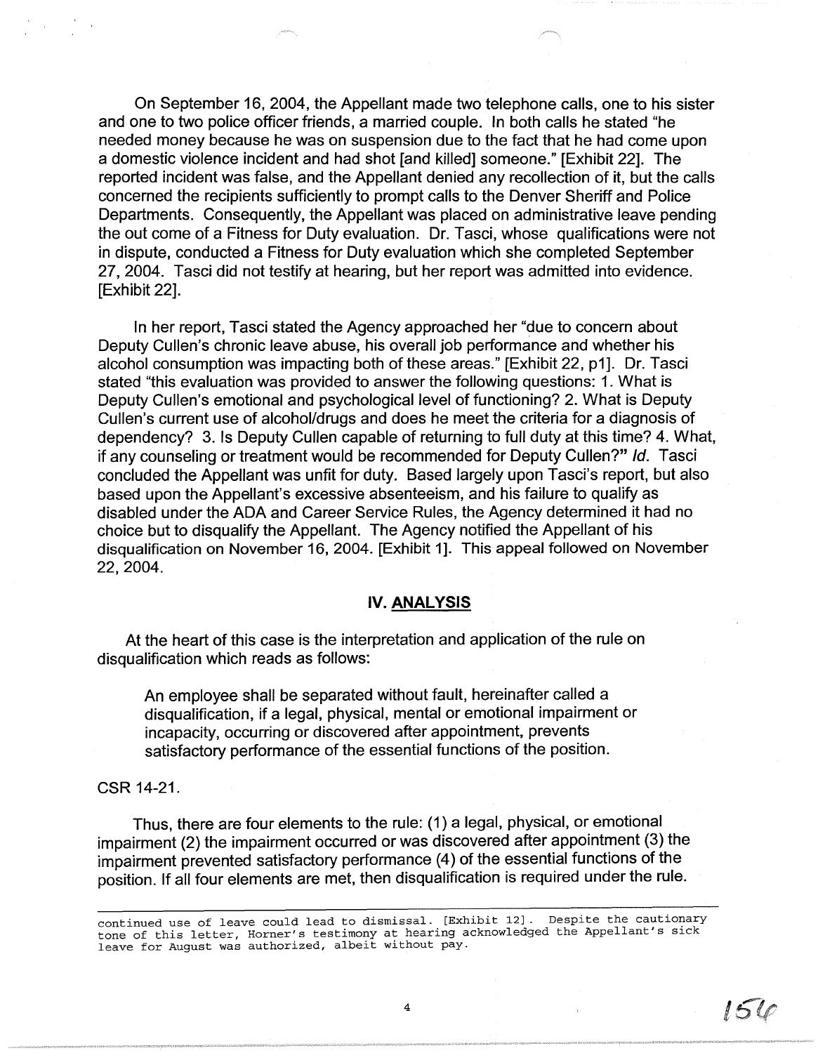On September 16, 2004, the Appellant made two telephone calls, one to his sister and one to two police officer friends, a married couple. In both calls he stated "he needed money because he was on suspension due to the fact that he had come upon a domestic violence incident and had shot [and killed] someone." [Exhibit 22]. The reported incident was false, and the Appellant denied any recollection of it, but the calls concerned the recipients sufficiently to prompt calls to the Denver Sheriff and Police Departments. Consequently, the Appellant was placed on administrative leave pending the out come of a Fitness for Duty evaluation. Dr. Tasci, whose qualifications were not in dispute, conducted a Fitness for Duty evaluation which she completed September 27, 2004. Tasci did not testify at hearing, but her report was admitted into evidence. [Exhibit 22].

In her report, Tasci stated the Agency approached her "due to concern about Deputy Cullen's chronic leave abuse, his overall job performance and whether his alcohol consumption was impacting both of these areas." [Exhibit 22, p1]. Dr. Tasci stated "this evaluation was provided to answer the following questions: 1. What is Deputy Cullen's emotional and psychological level of functioning? 2. What is Deputy Cullen's current use of alcohol/drugs and does he meet the criteria for a diagnosis of dependency? 3. Is Deputy Cullen capable of returning to full duty at this time? 4. What, if any counseling or treatment would be recommended for Deputy Cullen?" *Id.* Tasci concluded the Appellant was unfit for duty. Based largely upon Tasci's report, but also based upon the Appellant's excessive absenteeism, and his failure to qualify as disabled under the ADA and Career Service Rules, the Agency determined it had no choice but to disqualify the Appellant. The Agency notified the Appellant of his disqualification on November 16, 2004. [Exhibit 1]. This appeal followed on November 22, 2004.

## IV. ANALYSIS

At the heart of this case is the interpretation and application of the rule on disqualification which reads as follows:

> An employee shall be separated without fault, hereinafter called a disqualification, if a legal, physical, mental or emotional impairment or incapacity, occurring or discovered after appointment, prevents satisfactory performance of the essential functions of the position.

CSR 14-21.

Thus, there are four elements to the rule: (1) a legal, physical, or emotional impairment (2) the impairment occurred or was discovered after appointment (3) the impairment prevented satisfactory performance (4) of the essential functions of the position. If all four elements are met, then disqualification is required under the rule.

continued use of leave could lead to dismissal. [Exhibit 12]. Despite the cautionary tone of this letter, Horner's testimony at hearing acknowledged the Appellant's sick leave for August was authorized, albeit without pay.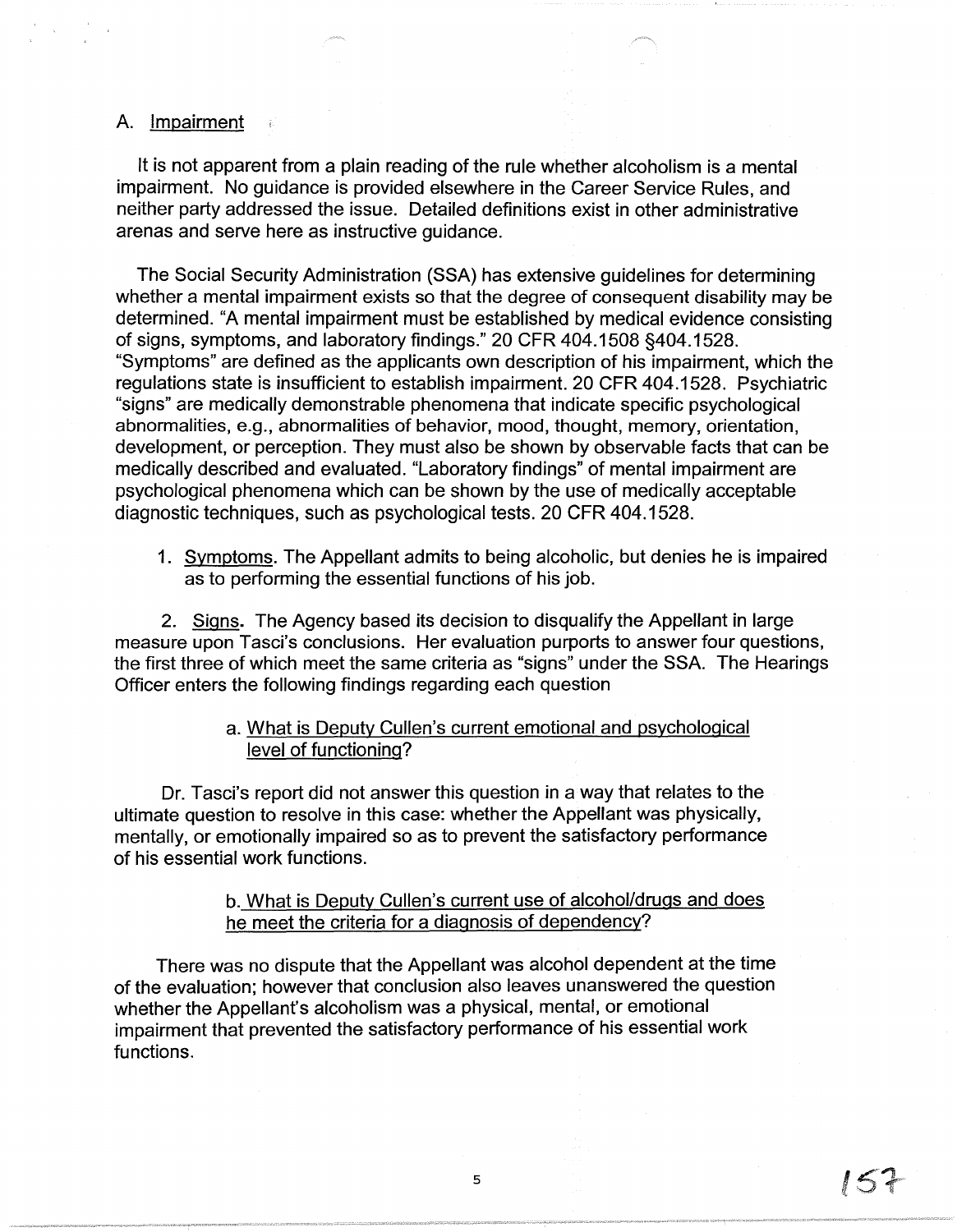A. <u>Impairment</u>

It is not apparent from a plain reading of the rule whether alcoholism is a mental impairment. No guidance is provided elsewhere in the Career Service Rules, and neither party addressed the issue. Detailed definitions exist in other administrative arenas and serve here as instructive guidance.

The Social Security Administration (SSA) has extensive guidelines for determining whether a mental impairment exists so that the degree of consequent disability may be determined. "A mental impairment must be established by medical evidence consisting of signs, symptoms, and laboratory findings." 20 CFR 404.1508 §404.1528. "Symptoms" are defined as the applicants own description of his impairment, which the regulations state is insufficient to establish impairment. 20 CFR 404.1528. Psychiatric "signs" are medically demonstrable phenomena that indicate specific psychological abnormalities, e.g., abnormalities of behavior, mood, thought, memory, orientation, development, or perception. They must also be shown by observable facts that can be medically described and evaluated. "Laboratory findings" of mental impairment are psychological phenomena which can be shown by the use of medically acceptable diagnostic techniques, such as psychological tests. 20 CFR 404.1528.

1. <u>Symptoms</u>. The Appellant admits to being alcoholic, but denies he is impaired as to performing the essential functions of his job.

2. <u>Signs</u>. The Agency based its decision to disqualify the Appellant in large measure upon Tasci's conclusions. Her evaluation purports to answer four questions, the first three of which meet the same criteria as "signs" under the SSA. The Hearings Officer enters the following findings regarding each question

a. <u>What is Deputy Cullen's current emotional and psychological level of functioning?</u>

Dr. Tasci's report did not answer this question in a way that relates to the ultimate question to resolve in this case: whether the Appellant was physically, mentally, or emotionally impaired so as to prevent the satisfactory performance of his essential work functions.

b. <u>What is Deputy Cullen's current use of alcohol/drugs and does he meet the criteria for a diagnosis of dependency?</u>

There was no dispute that the Appellant was alcohol dependent at the time of the evaluation; however that conclusion also leaves unanswered the question whether the Appellant's alcoholism was a physical, mental, or emotional impairment that prevented the satisfactory performance of his essential work functions.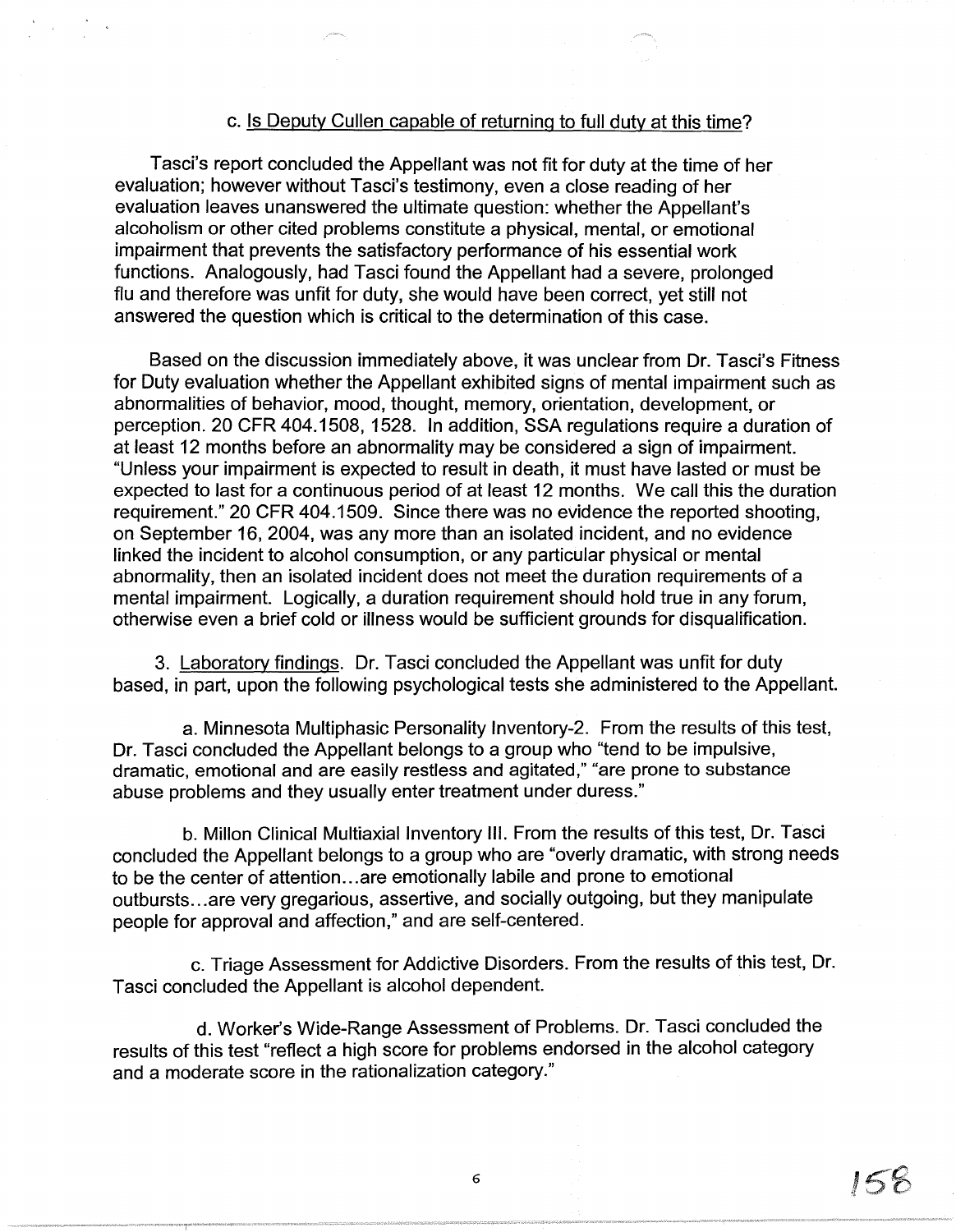c. <u>Is Deputy Cullen capable of returning to full duty at this time</u>?

Tasci's report concluded the Appellant was not fit for duty at the time of her evaluation; however without Tasci's testimony, even a close reading of her evaluation leaves unanswered the ultimate question: whether the Appellant's alcoholism or other cited problems constitute a physical, mental, or emotional impairment that prevents the satisfactory performance of his essential work functions. Analogously, had Tasci found the Appellant had a severe, prolonged flu and therefore was unfit for duty, she would have been correct, yet still not answered the question which is critical to the determination of this case.

Based on the discussion immediately above, it was unclear from Dr. Tasci's Fitness for Duty evaluation whether the Appellant exhibited signs of mental impairment such as abnormalities of behavior, mood, thought, memory, orientation, development, or perception. 20 CFR 404.1508, 1528. In addition, SSA regulations require a duration of at least 12 months before an abnormality may be considered a sign of impairment. "Unless your impairment is expected to result in death, it must have lasted or must be expected to last for a continuous period of at least 12 months. We call this the duration requirement." 20 CFR 404.1509. Since there was no evidence the reported shooting, on September 16, 2004, was any more than an isolated incident, and no evidence linked the incident to alcohol consumption, or any particular physical or mental abnormality, then an isolated incident does not meet the duration requirements of a mental impairment. Logically, a duration requirement should hold true in any forum, otherwise even a brief cold or illness would be sufficient grounds for disqualification.

3. <u>Laboratory findings</u>. Dr. Tasci concluded the Appellant was unfit for duty based, in part, upon the following psychological tests she administered to the Appellant.

a. Minnesota Multiphasic Personality Inventory-2. From the results of this test, Dr. Tasci concluded the Appellant belongs to a group who "tend to be impulsive, dramatic, emotional and are easily restless and agitated," "are prone to substance abuse problems and they usually enter treatment under duress."

b. Millon Clinical Multiaxial Inventory III. From the results of this test, Dr. Tasci concluded the Appellant belongs to a group who are "overly dramatic, with strong needs to be the center of attention…are emotionally labile and prone to emotional outbursts…are very gregarious, assertive, and socially outgoing, but they manipulate people for approval and affection," and are self-centered.

c. Triage Assessment for Addictive Disorders. From the results of this test, Dr. Tasci concluded the Appellant is alcohol dependent.

d. Worker's Wide-Range Assessment of Problems. Dr. Tasci concluded the results of this test "reflect a high score for problems endorsed in the alcohol category and a moderate score in the rationalization category."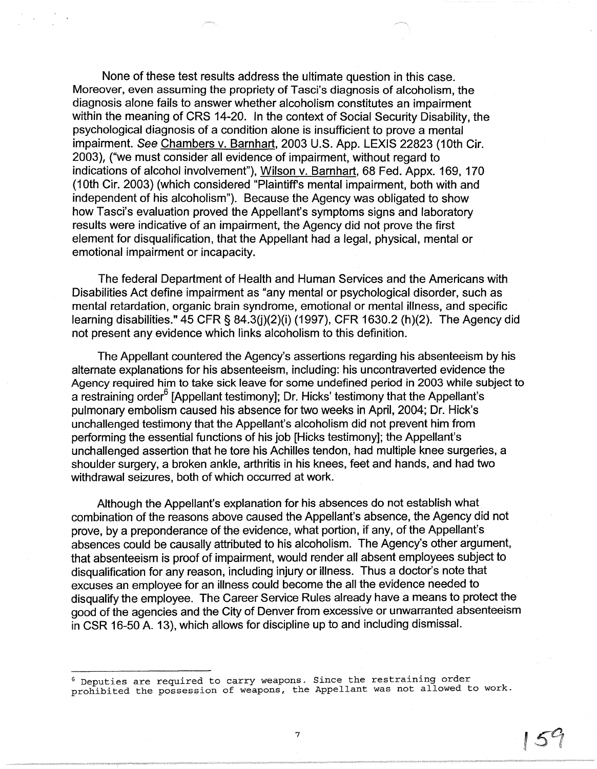None of these test results address the ultimate question in this case. Moreover, even assuming the propriety of Tasci's diagnosis of alcoholism, the diagnosis alone fails to answer whether alcoholism constitutes an impairment within the meaning of CRS 14-20. In the context of Social Security Disability, the psychological diagnosis of a condition alone is insufficient to prove a mental impairment. *See* Chambers v. Barnhart, 2003 U.S. App. LEXIS 22823 (10th Cir. 2003), ("we must consider all evidence of impairment, without regard to indications of alcohol involvement"), Wilson v. Barnhart, 68 Fed. Appx. 169, 170 (10th Cir. 2003) (which considered "Plaintiff's mental impairment, both with and independent of his alcoholism"). Because the Agency was obligated to show how Tasci's evaluation proved the Appellant's symptoms signs and laboratory results were indicative of an impairment, the Agency did not prove the first element for disqualification, that the Appellant had a legal, physical, mental or emotional impairment or incapacity.

The federal Department of Health and Human Services and the Americans with Disabilities Act define impairment as "any mental or psychological disorder, such as mental retardation, organic brain syndrome, emotional or mental illness, and specific learning disabilities." 45 CFR § 84.3(j)(2)(i) (1997), CFR 1630.2 (h)(2). The Agency did not present any evidence which links alcoholism to this definition.

The Appellant countered the Agency's assertions regarding his absenteeism by his alternate explanations for his absenteeism, including: his uncontraverted evidence the Agency required him to take sick leave for some undefined period in 2003 while subject to a restraining order[6] [Appellant testimony]; Dr. Hicks' testimony that the Appellant's pulmonary embolism caused his absence for two weeks in April, 2004; Dr. Hick's unchallenged testimony that the Appellant's alcoholism did not prevent him from performing the essential functions of his job [Hicks testimony]; the Appellant's unchallenged assertion that he tore his Achilles tendon, had multiple knee surgeries, a shoulder surgery, a broken ankle, arthritis in his knees, feet and hands, and had two withdrawal seizures, both of which occurred at work.

Although the Appellant's explanation for his absences do not establish what combination of the reasons above caused the Appellant's absence, the Agency did not prove, by a preponderance of the evidence, what portion, if any, of the Appellant's absences could be causally attributed to his alcoholism. The Agency's other argument, that absenteeism is proof of impairment, would render all absent employees subject to disqualification for any reason, including injury or illness. Thus a doctor's note that excuses an employee for an illness could become the all the evidence needed to disqualify the employee. The Career Service Rules already have a means to protect the good of the agencies and the City of Denver from excessive or unwarranted absenteeism in CSR 16-50 A. 13), which allows for discipline up to and including dismissal.

---

[6] Deputies are required to carry weapons. Since the restraining order prohibited the possession of weapons, the Appellant was not allowed to work.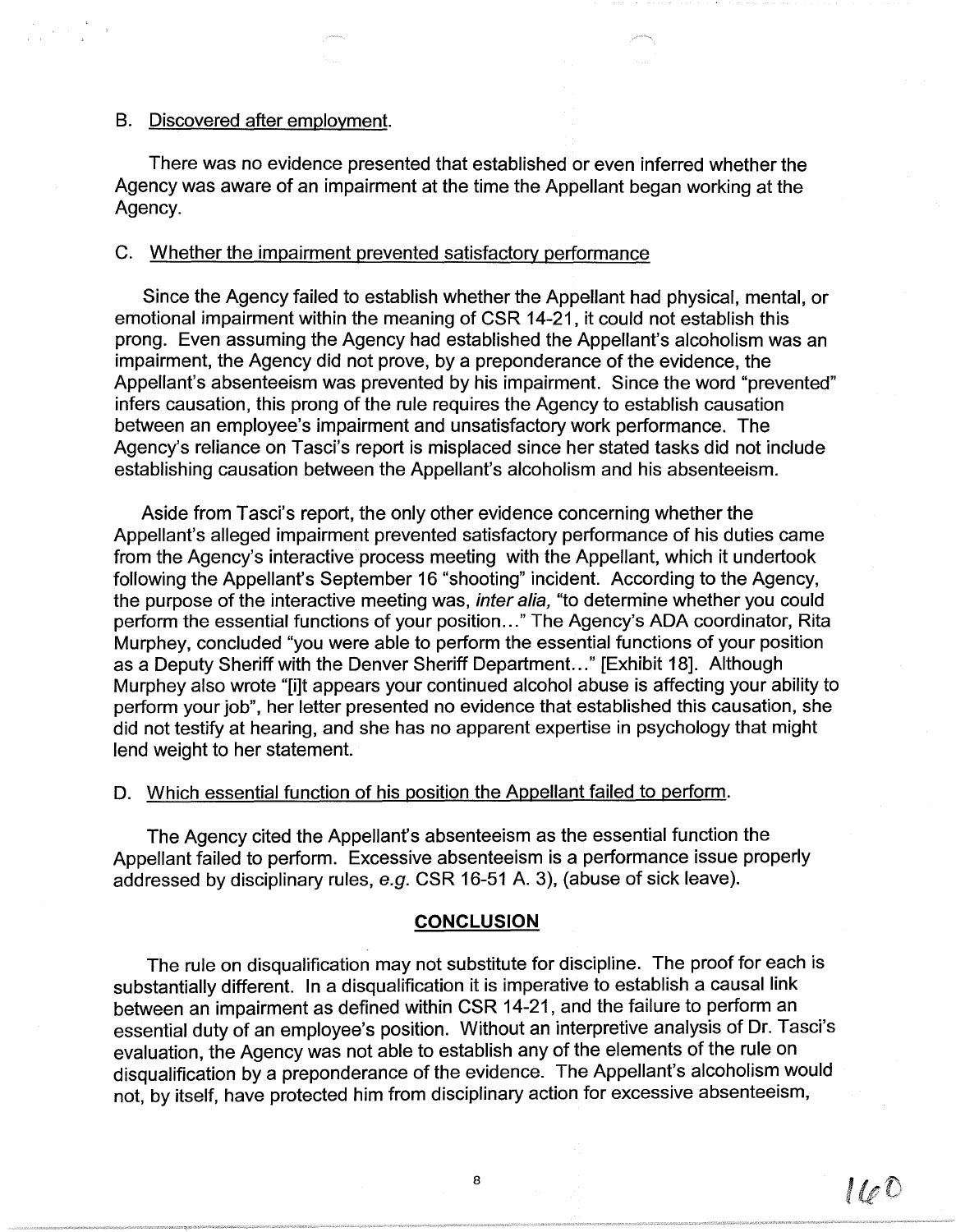B. Discovered after employment.

There was no evidence presented that established or even inferred whether the Agency was aware of an impairment at the time the Appellant began working at the Agency.

C. Whether the impairment prevented satisfactory performance

Since the Agency failed to establish whether the Appellant had physical, mental, or emotional impairment within the meaning of CSR 14-21, it could not establish this prong. Even assuming the Agency had established the Appellant's alcoholism was an impairment, the Agency did not prove, by a preponderance of the evidence, the Appellant's absenteeism was prevented by his impairment. Since the word "prevented" infers causation, this prong of the rule requires the Agency to establish causation between an employee's impairment and unsatisfactory work performance. The Agency's reliance on Tasci's report is misplaced since her stated tasks did not include establishing causation between the Appellant's alcoholism and his absenteeism.

Aside from Tasci's report, the only other evidence concerning whether the Appellant's alleged impairment prevented satisfactory performance of his duties came from the Agency's interactive process meeting with the Appellant, which it undertook following the Appellant's September 16 "shooting" incident. According to the Agency, the purpose of the interactive meeting was, *inter alia,* "to determine whether you could perform the essential functions of your position..." The Agency's ADA coordinator, Rita Murphey, concluded "you were able to perform the essential functions of your position as a Deputy Sheriff with the Denver Sheriff Department..." [Exhibit 18]. Although Murphey also wrote "[i]t appears your continued alcohol abuse is affecting your ability to perform your job", her letter presented no evidence that established this causation, she did not testify at hearing, and she has no apparent expertise in psychology that might lend weight to her statement.

D. Which essential function of his position the Appellant failed to perform.

The Agency cited the Appellant's absenteeism as the essential function the Appellant failed to perform. Excessive absenteeism is a performance issue properly addressed by disciplinary rules, *e.g.* CSR 16-51 A. 3), (abuse of sick leave).

## CONCLUSION

The rule on disqualification may not substitute for discipline. The proof for each is substantially different. In a disqualification it is imperative to establish a causal link between an impairment as defined within CSR 14-21, and the failure to perform an essential duty of an employee's position. Without an interpretive analysis of Dr. Tasci's evaluation, the Agency was not able to establish any of the elements of the rule on disqualification by a preponderance of the evidence. The Appellant's alcoholism would not, by itself, have protected him from disciplinary action for excessive absenteeism,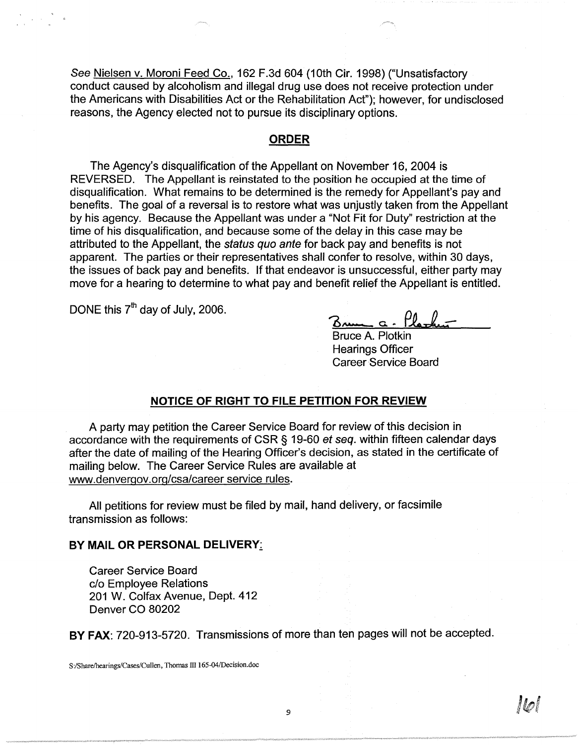See Nielsen v. Moroni Feed Co., 162 F.3d 604 (10th Cir. 1998) ("Unsatisfactory conduct caused by alcoholism and illegal drug use does not receive protection under the Americans with Disabilities Act or the Rehabilitation Act"); however, for undisclosed reasons, the Agency elected not to pursue its disciplinary options.

## ORDER

The Agency's disqualification of the Appellant on November 16, 2004 is REVERSED. The Appellant is reinstated to the position he occupied at the time of disqualification. What remains to be determined is the remedy for Appellant's pay and benefits. The goal of a reversal is to restore what was unjustly taken from the Appellant by his agency. Because the Appellant was under a "Not Fit for Duty" restriction at the time of his disqualification, and because some of the delay in this case may be attributed to the Appellant, the *status quo ante* for back pay and benefits is not apparent. The parties or their representatives shall confer to resolve, within 30 days, the issues of back pay and benefits. If that endeavor is unsuccessful, either party may move for a hearing to determine to what pay and benefit relief the Appellant is entitled.

DONE this 7th day of July, 2006.

Bruce A. Plotkin
Hearings Officer
Career Service Board

## NOTICE OF RIGHT TO FILE PETITION FOR REVIEW

A party may petition the Career Service Board for review of this decision in accordance with the requirements of CSR § 19-60 *et seq.* within fifteen calendar days after the date of mailing of the Hearing Officer's decision, as stated in the certificate of mailing below. The Career Service Rules are available at www.denvergov.org/csa/career service rules.

All petitions for review must be filed by mail, hand delivery, or facsimile transmission as follows:

**BY MAIL OR PERSONAL DELIVERY:**

Career Service Board
c/o Employee Relations
201 W. Colfax Avenue, Dept. 412
Denver CO 80202

**BY FAX**: 720-913-5720. Transmissions of more than ten pages will not be accepted.

S:/Share/hearings/Cases/Cullen, Thomas III 165-04/Decision.doc